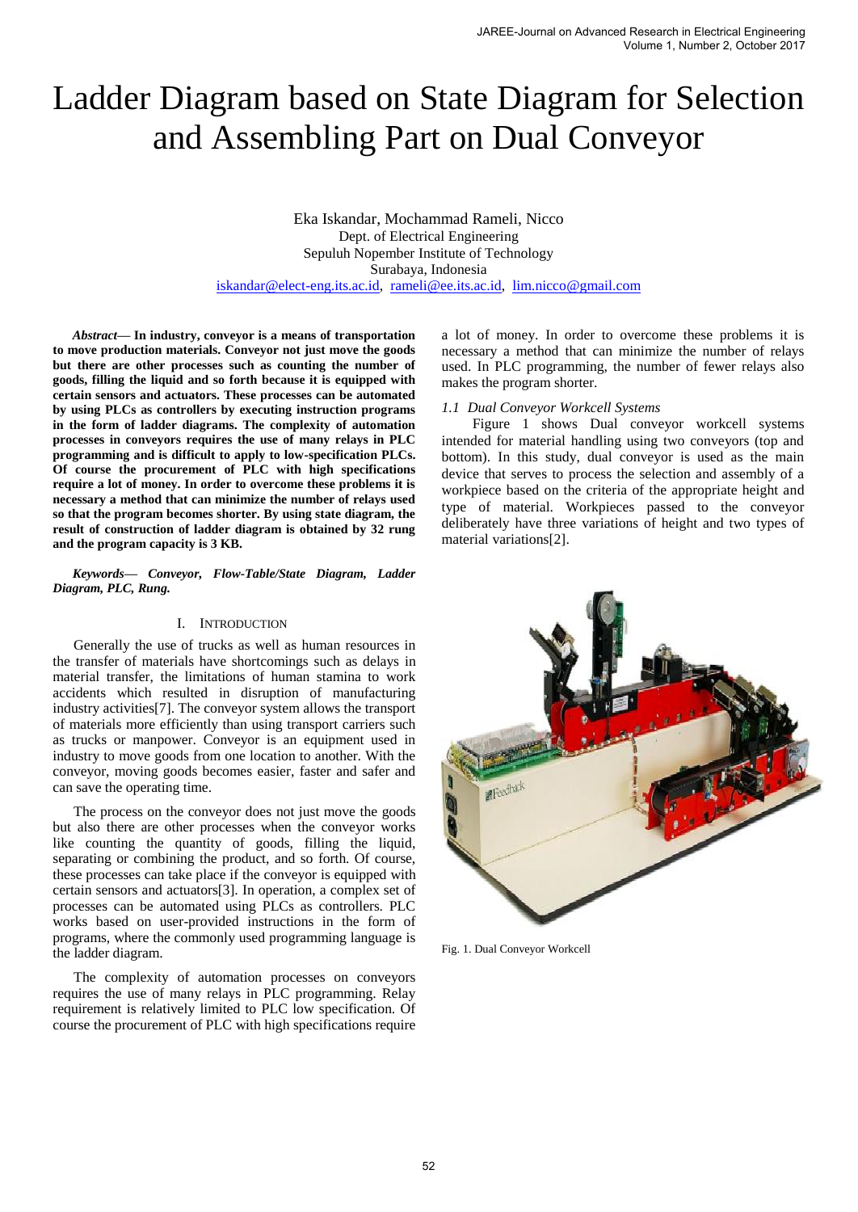# Ladder Diagram based on State Diagram for Selection and Assembling Part on Dual Conveyor

Eka Iskandar, Mochammad Rameli, Nicco
Dept. of Electrical Engineering
Sepuluh Nopember Institute of Technology
Surabaya, Indonesia
iskandar@elect-eng.its.ac.id, rameli@ee.its.ac.id, lim.nicco@gmail.com

***Abstract*— In industry, conveyor is a means of transportation to move production materials. Conveyor not just move the goods but there are other processes such as counting the number of goods, filling the liquid and so forth because it is equipped with certain sensors and actuators. These processes can be automated by using PLCs as controllers by executing instruction programs in the form of ladder diagrams. The complexity of automation processes in conveyors requires the use of many relays in PLC programming and is difficult to apply to low-specification PLCs. Of course the procurement of PLC with high specifications require a lot of money. In order to overcome these problems it is necessary a method that can minimize the number of relays used so that the program becomes shorter. By using state diagram, the result of construction of ladder diagram is obtained by 32 rung and the program capacity is 3 KB.**

***Keywords*— Conveyor, Flow-Table/State Diagram, Ladder Diagram, PLC, Rung.**

## I. Introduction

Generally the use of trucks as well as human resources in the transfer of materials have shortcomings such as delays in material transfer, the limitations of human stamina to work accidents which resulted in disruption of manufacturing industry activities[7]. The conveyor system allows the transport of materials more efficiently than using transport carriers such as trucks or manpower. Conveyor is an equipment used in industry to move goods from one location to another. With the conveyor, moving goods becomes easier, faster and safer and can save the operating time.

The process on the conveyor does not just move the goods but also there are other processes when the conveyor works like counting the quantity of goods, filling the liquid, separating or combining the product, and so forth. Of course, these processes can take place if the conveyor is equipped with certain sensors and actuators[3]. In operation, a complex set of processes can be automated using PLCs as controllers. PLC works based on user-provided instructions in the form of programs, where the commonly used programming language is the ladder diagram.

The complexity of automation processes on conveyors requires the use of many relays in PLC programming. Relay requirement is relatively limited to PLC low specification. Of course the procurement of PLC with high specifications require a lot of money. In order to overcome these problems it is necessary a method that can minimize the number of relays used. In PLC programming, the number of fewer relays also makes the program shorter.

### *1.1 Dual Conveyor Workcell Systems*

Figure 1 shows Dual conveyor workcell systems intended for material handling using two conveyors (top and bottom). In this study, dual conveyor is used as the main device that serves to process the selection and assembly of a workpiece based on the criteria of the appropriate height and type of material. Workpieces passed to the conveyor deliberately have three variations of height and two types of material variations[2].

Fig. 1. Dual Conveyor Workcell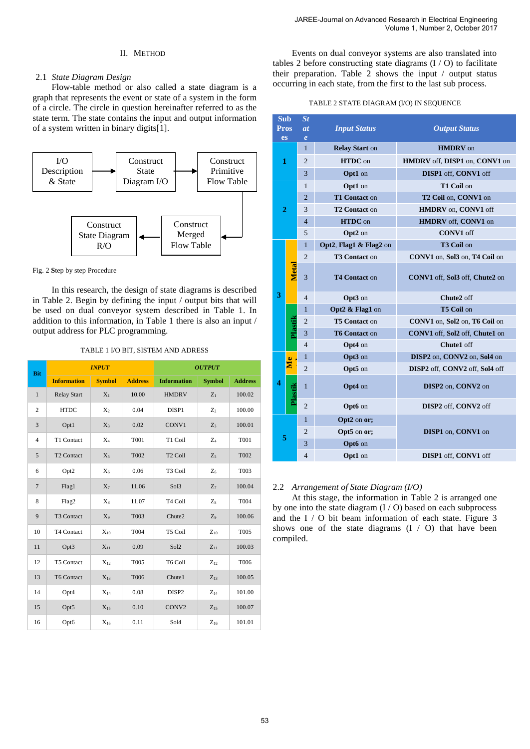## II. METHOD

### 2.1 *State Diagram Design*

Flow-table method or also called a state diagram is a graph that represents the event or state of a system in the form of a circle. The circle in question hereinafter referred to as the state term. The state contains the input and output information of a system written in binary digits[1].

I/O Description & State → Construct State Diagram I/O → Construct Primitive Flow Table → Construct Merged Flow Table → Construct State Diagram R/O

Fig. 2 Step by step Procedure

In this research, the design of state diagrams is described in Table 2. Begin by defining the input / output bits that will be used on dual conveyor system described in Table 1. In addition to this information, in Table 1 there is also an input / output address for PLC programming.

TABLE 1 I/O BIT, SISTEM AND ADRESS

| Bit | *INPUT* | | | *OUTPUT* | | |
|---|---|---|---|---|---|---|
| | Information | Symbol | Address | Information | Symbol | Address |
| 1 | Relay Start | $X_1$ | 10.00 | HMDRV | $Z_1$ | 100.02 |
| 2 | HTDC | $X_2$ | 0.04 | DISP1 | $Z_2$ | 100.00 |
| 3 | Opt1 | $X_3$ | 0.02 | CONV1 | $Z_3$ | 100.01 |
| 4 | T1 Contact | $X_4$ | T001 | T1 Coil | $Z_4$ | T001 |
| 5 | T2 Contact | $X_5$ | T002 | T2 Coil | $Z_5$ | T002 |
| 6 | Opt2 | $X_6$ | 0.06 | T3 Coil | $Z_6$ | T003 |
| 7 | Flag1 | $X_7$ | 11.06 | Sol3 | $Z_7$ | 100.04 |
| 8 | Flag2 | $X_8$ | 11.07 | T4 Coil | $Z_8$ | T004 |
| 9 | T3 Contact | $X_9$ | T003 | Chute2 | $Z_9$ | 100.06 |
| 10 | T4 Contact | $X_{10}$ | T004 | T5 Coil | $Z_{10}$ | T005 |
| 11 | Opt3 | $X_{11}$ | 0.09 | Sol2 | $Z_{11}$ | 100.03 |
| 12 | T5 Contact | $X_{12}$ | T005 | T6 Coil | $Z_{12}$ | T006 |
| 13 | T6 Contact | $X_{13}$ | T006 | Chute1 | $Z_{13}$ | 100.05 |
| 14 | Opt4 | $X_{14}$ | 0.08 | DISP2 | $Z_{14}$ | 101.00 |
| 15 | Opt5 | $X_{15}$ | 0.10 | CONV2 | $Z_{15}$ | 100.07 |
| 16 | Opt6 | $X_{16}$ | 0.11 | Sol4 | $Z_{16}$ | 101.01 |

Events on dual conveyor systems are also translated into tables 2 before constructing state diagrams (I / O) to facilitate their preparation. Table 2 shows the input / output status occurring in each state, from the first to the last sub process.

TABLE 2 STATE DIAGRAM (I/O) IN SEQUENCE

| Sub Proses | | State | *Input Status* | *Output Status* |
|---|---|---|---|---|
| 1 | | 1 | **Relay Start** on | **HMDRV** on |
| | | 2 | **HTDC** on | **HMDRV** off, **DISP1** on, **CONV1** on |
| | | 3 | **Opt1** on | **DISP1** off, **CONV1** off |
| 2 | | 1 | **Opt1** on | **T1 Coil** on |
| | | 2 | **T1 Contact** on | **T2 Coil** on, **CONV1** on |
| | | 3 | **T2 Contact** on | **HMDRV** on, **CONV1** off |
| | | 4 | **HTDC** on | **HMDRV** off, **CONV1** on |
| | | 5 | **Opt2** on | **CONV1** off |
| 3 | Metal | 1 | **Opt2, Flag1 & Flag2** on | **T3 Coil** on |
| | | 2 | **T3 Contact** on | **CONV1** on, **Sol3** on, **T4 Coil** on |
| | | 3 | **T4 Contact** on | **CONV1** off, **Sol3** off, **Chute2** on |
| | | 4 | **Opt3** on | **Chute2** off |
| | Plastik | 1 | **Opt2 & Flag1** on | **T5 Coil** on |
| | | 2 | **T5 Contact** on | **CONV1** on, **Sol2** on, **T6 Coil** on |
| | | 3 | **T6 Contact** on | **CONV1** off, **Sol2** off, **Chute1** on |
| | | 4 | **Opt4** on | **Chute1** off |
| 4 | Metal | 1 | **Opt3** on | **DISP2** on, **CONV2** on, **Sol4** on |
| | | 2 | **Opt5** on | **DISP2** off, **CONV2** off, **Sol4** off |
| | Plastik | 1 | **Opt4** on | **DISP2** on, **CONV2** on |
| | | 2 | **Opt6** on | **DISP2** off, **CONV2** off |
| 5 | | 1 | **Opt2** on **or;** | **DISP1** on, **CONV1** on |
| | | 2 | **Opt5** on **or;** | |
| | | 3 | **Opt6** on | |
| | | 4 | **Opt1** on | **DISP1** off, **CONV1** off |

### 2.2 *Arrangement of State Diagram (I/O)*

At this stage, the information in Table 2 is arranged one by one into the state diagram (I / O) based on each subprocess and the I / O bit beam information of each state. Figure 3 shows one of the state diagrams (I / O) that have been compiled.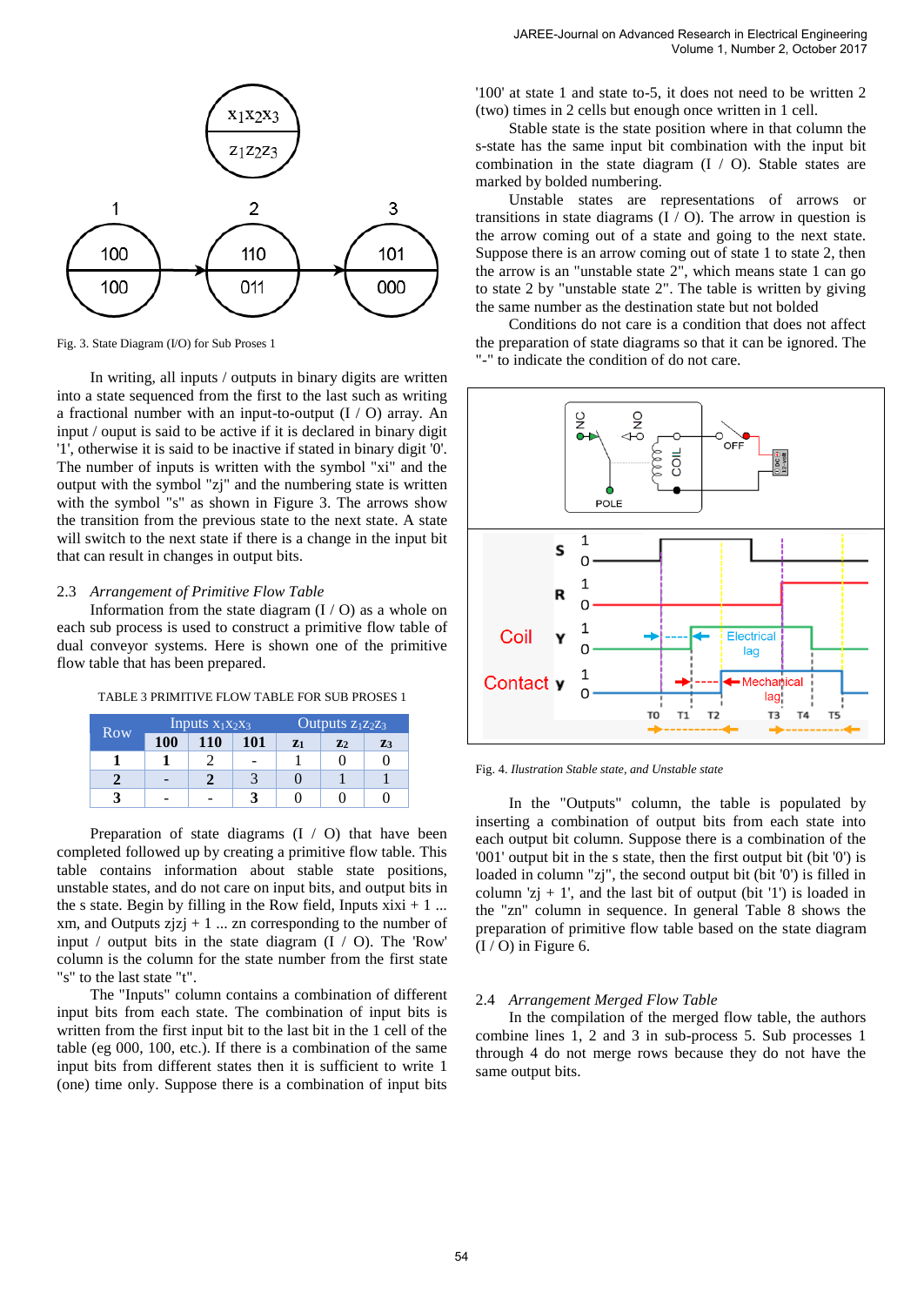Fig. 3. State Diagram (I/O) for Sub Proses 1

In writing, all inputs / outputs in binary digits are written into a state sequenced from the first to the last such as writing a fractional number with an input-to-output (I / O) array. An input / ouput is said to be active if it is declared in binary digit '1', otherwise it is said to be inactive if stated in binary digit '0'. The number of inputs is written with the symbol "xi" and the output with the symbol "zj" and the numbering state is written with the symbol "s" as shown in Figure 3. The arrows show the transition from the previous state to the next state. A state will switch to the next state if there is a change in the input bit that can result in changes in output bits.

### 2.3 *Arrangement of Primitive Flow Table*

Information from the state diagram (I / O) as a whole on each sub process is used to construct a primitive flow table of dual conveyor systems. Here is shown one of the primitive flow table that has been prepared.

TABLE 3 PRIMITIVE FLOW TABLE FOR SUB PROSES 1

| Row | Inputs $x_1x_2x_3$ | | | Outputs $z_1z_2z_3$ | | |
|---|---|---|---|---|---|---|
| | **100** | **110** | **101** | $z_1$ | $z_2$ | $z_3$ |
| **1** | **1** | 2 | - | 1 | 0 | 0 |
| **2** | - | **2** | 3 | 0 | 1 | 1 |
| **3** | - | - | **3** | 0 | 0 | 0 |

Preparation of state diagrams (I / O) that have been completed followed up by creating a primitive flow table. This table contains information about stable state positions, unstable states, and do not care on input bits, and output bits in the s state. Begin by filling in the Row field, Inputs xixi + 1 ... xm, and Outputs zjzj + 1 ... zn corresponding to the number of input / output bits in the state diagram (I / O). The 'Row' column is the column for the state number from the first state "s" to the last state "t".

The "Inputs" column contains a combination of different input bits from each state. The combination of input bits is written from the first input bit to the last bit in the 1 cell of the table (eg 000, 100, etc.). If there is a combination of the same input bits from different states then it is sufficient to write 1 (one) time only. Suppose there is a combination of input bits '100' at state 1 and state to-5, it does not need to be written 2 (two) times in 2 cells but enough once written in 1 cell.

Stable state is the state position where in that column the s-state has the same input bit combination with the input bit combination in the state diagram (I / O). Stable states are marked by bolded numbering.

Unstable states are representations of arrows or transitions in state diagrams (I / O). The arrow in question is the arrow coming out of a state and going to the next state. Suppose there is an arrow coming out of state 1 to state 2, then the arrow there is an "unstable state 2", which means state 1 can go to state 2 by "unstable state 2". The table is written by giving the same number as the destination state but not bolded

Conditions do not care is a condition that does not affect the preparation of state diagrams so that it can be ignored. The "-" to indicate the condition of do not care.

Fig. 4. *Illustration Stable state, and Unstable state*

In the "Outputs" column, the table is populated by inserting a combination of output bits from each state into each output bit column. Suppose there is a combination of the '001' output bit in the s state, then the first output bit (bit '0') is loaded in column "zj", the second output bit (bit '0') is filled in column 'zj + 1', and the last bit of output (bit '1') is loaded in the "zn" column in sequence. In general Table 8 shows the preparation of primitive flow table based on the state diagram (I / O) in Figure 6.

### 2.4 *Arrangement Merged Flow Table*

In the compilation of the merged flow table, the authors combine lines 1, 2 and 3 in sub-process 5. Sub processes 1 through 4 do not merge rows because they do not have the same output bits.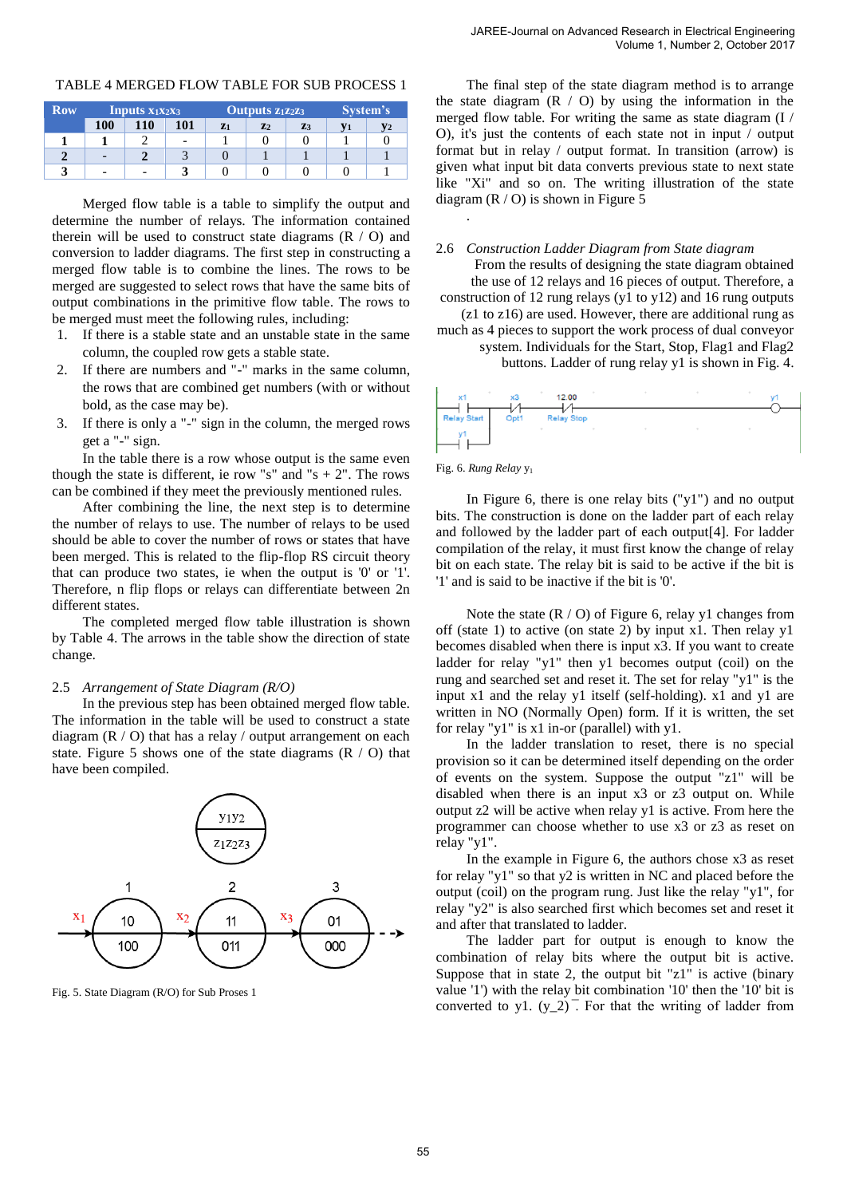TABLE 4 MERGED FLOW TABLE FOR SUB PROCESS 1

| Row | Inputs $x_1x_2x_3$ | | | Outputs $z_1z_2z_3$ | | | System's | |
|---|---|---|---|---|---|---|---|---|
| | 100 | 110 | 101 | $z_1$ | $z_2$ | $z_3$ | $y_1$ | $y_2$ |
| **1** | **1** | 2 | - | 1 | 0 | 0 | 1 | 0 |
| **2** | - | **2** | 3 | 0 | 1 | 1 | 1 | 1 |
| **3** | - | - | **3** | 0 | 0 | 0 | 0 | 1 |

Merged flow table is a table to simplify the output and determine the number of relays. The information contained therein will be used to construct state diagrams (R / O) and conversion to ladder diagrams. The first step in constructing a merged flow table is to combine the lines. The rows to be merged are suggested to select rows that have the same bits of output combinations in the primitive flow table. The rows to be merged must meet the following rules, including:

1. If there is a stable state and an unstable state in the same column, the coupled row gets a stable state.
2. If there are numbers and "-" marks in the same column, the rows that are combined get numbers (with or without bold, as the case may be).
3. If there is only a "-" sign in the column, the merged rows get a "-" sign.

In the table there is a row whose output is the same even though the state is different, ie row "s" and "s + 2". The rows can be combined if they meet the previously mentioned rules.

After combining the line, the next step is to determine the number of relays to use. The number of relays to be used should be able to cover the number of rows or states that have been merged. This is related to the flip-flop RS circuit theory that can produce two states, ie when the output is '0' or '1'. Therefore, n flip flops or relays can differentiate between 2n different states.

The completed merged flow table illustration is shown by Table 4. The arrows in the table show the direction of state change.

### 2.5 *Arrangement of State Diagram (R/O)*

In the previous step has been obtained merged flow table. The information in the table will be used to construct a state diagram (R / O) that has a relay / output arrangement on each state. Figure 5 shows one of the state diagrams (R / O) that have been compiled.

Fig. 5. State Diagram (R/O) for Sub Proses 1

The final step of the state diagram method is to arrange the state diagram (R / O) by using the information in the merged flow table. For writing the same as state diagram (I / O), it's just the contents of each state not in input / output format but in relay / output format. In transition (arrow) is given what input bit data converts previous state to next state like "Xi" and so on. The writing illustration of the state diagram (R / O) is shown in Figure 5

.

### 2.6 *Construction Ladder Diagram from State diagram*

From the results of designing the state diagram obtained the use of 12 relays and 16 pieces of output. Therefore, a construction of 12 rung relays (y1 to y12) and 16 rung outputs (z1 to z16) are used. However, there are additional rung as much as 4 pieces to support the work process of dual conveyor system. Individuals for the Start, Stop, Flag1 and Flag2 buttons. Ladder of rung relay y1 is shown in Fig. 4.

Fig. 6. *Rung Relay* $y_1$

In Figure 6, there is one relay bits ("y1") and no output bits. The construction is done on the ladder part of each relay and followed by the ladder part of each output[4]. For ladder compilation of the relay, it must first know the change of relay bit on each state. The relay bit is said to be active if the bit is '1' and is said to be inactive if the '0'.

Note the state (R / O) of Figure 6, relay y1 changes from off (state 1) to active (on state 2) by input x1. Then relay y1 becomes disabled when there is input x3. If you want to create ladder for relay "y1" then y1 becomes output (coil) on the rung and searched set and reset it. The set for relay "y1" is the input x1 and the relay y1 itself (self-holding). x1 and y1 are written in NO (Normally Open) form. If it is written, the set for relay "y1" is x1 in-or (parallel) with y1.

In the ladder translation to reset, there is no special provision so it can be determined itself depending on the order of events on the system. Suppose the output "z1" will be disabled when there is an input x3 or z3 output on. While output z2 will be active when relay y1 is active. From here the programmer can choose whether to use x3 or z3 as reset on relay "y1".

In the example in Figure 6, the authors chose x3 as reset for relay "y1" so that y2 is written in NC and placed before the output (coil) on the program rung. Just like the relay "y1", for relay "y2" is also searched first which becomes set and reset it and after that translated to ladder.

The ladder part for output is enough to know the combination of relay bits where the output bit is active. Suppose that in state 2, the output bit "z1" is active (binary value '1') with the relay bit combination '10' then the '10' bit is converted to y1. $\overline{(y\_2)}$. For that the writing of ladder from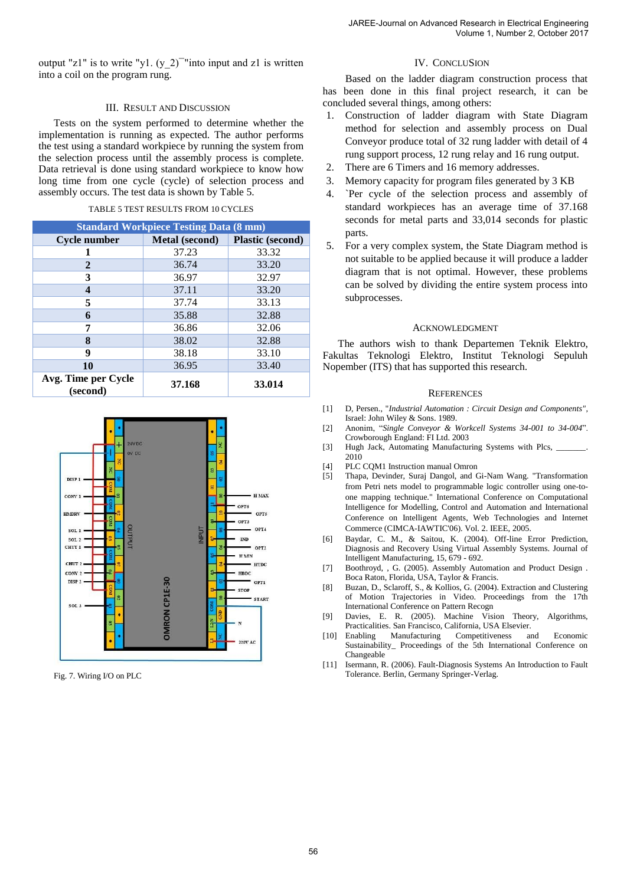output "z1" is to write "y1. (y_2)¯"into input and z1 is written into a coil on the program rung.

## III. Result and Discussion

Tests on the system performed to determine whether the implementation is running as expected. The author performs the test using a standard workpiece by running the system from the selection process until the assembly process is complete. Data retrieval is done using standard workpiece to know how long time from one cycle (cycle) of selection process and assembly occurs. The test data is shown by Table 5.

TABLE 5 TEST RESULTS FROM 10 CYCLES

| Standard Workpiece Testing Data (8 mm) | | |
|---|---|---|
| **Cycle number** | **Metal (second)** | **Plastic (second)** |
| **1** | 37.23 | 33.32 |
| **2** | 36.74 | 33.20 |
| **3** | 36.97 | 32.97 |
| **4** | 37.11 | 33.20 |
| **5** | 37.74 | 33.13 |
| **6** | 35.88 | 32.88 |
| **7** | 36.86 | 32.06 |
| **8** | 38.02 | 32.88 |
| **9** | 38.18 | 33.10 |
| **10** | 36.95 | 33.40 |
| **Avg. Time per Cycle (second)** | **37.168** | **33.014** |

24V DC
0V DC
DISP 1
CONV 1
HMDRV
SOL 1
SOL 2
CHUT 1
CHUT 2
CONV 2
DISP 2
SOL 3
OUTPUT
INPUT
OMRON CP1E-30
H MAX
OPT6
OPT5
OPT3
OPT4
IND
OPT2
H MIN
HTDC
HBDC
OPT1
STOP
START
N
220V AC

Fig. 7. Wiring I/O on PLC

## IV. Conclusion

Based on the ladder diagram construction process that has been done in this final project research, it can be concluded several things, among others:

1. Construction of ladder diagram with State Diagram method for selection and assembly process on Dual Conveyor produce total of 32 rung ladder with detail of 4 rung support process, 12 rung relay and 16 rung output.
2. There are 6 Timers and 16 memory addresses.
3. Memory capacity for program files generated by 3 KB
4. `Per cycle of the selection process and assembly of standard workpieces has an average time of 37.168 seconds for metal parts and 33,014 seconds for plastic parts.
5. For a very complex system, the State Diagram method is not suitable to be applied because it will produce a ladder diagram that is not optimal. However, these problems can be solved by dividing the entire system process into subprocesses.

## Acknowledgment

The authors wish to thank Departemen Teknik Elektro, Fakultas Teknologi Elektro, Institut Teknologi Sepuluh Nopember (ITS) that has supported this research.

## References

[1] D, Persen., "*Industrial Automation : Circuit Design and Components"*, Israel: John Wiley & Sons. 1989.

[2] Anonim, "*Single Conveyor & Workcell Systems 34-001 to 34-004*". Crowborough England: FI Ltd. 2003

[3] Hugh Jack, Automating Manufacturing Systems with Plcs, _______. 2010

[4] PLC CQM1 Instruction manual Omron

[5] Thapa, Devinder, Suraj Dangol, and Gi-Nam Wang. "Transformation from Petri nets model to programmable logic controller using one-to-one mapping technique." International Conference on Computational Intelligence for Modelling, Control and Automation and International Conference on Intelligent Agents, Web Technologies and Internet Commerce (CIMCA-IAWTIC'06). Vol. 2. IEEE, 2005.

[6] Baydar, C. M., & Saitou, K. (2004). Off-line Error Prediction, Diagnosis and Recovery Using Virtual Assembly Systems. Journal of Intelligent Manufacturing, 15, 679 - 692.

[7] Boothroyd, , G. (2005). Assembly Automation and Product Design . Boca Raton, Florida, USA, Taylor & Francis.

[8] Buzan, D., Sclaroff, S., & Kollios, G. (2004). Extraction and Clustering of Motion Trajectories in Video. Proceedings from the 17th International Conference on Pattern Recogn

[9] Davies, E. R. (2005). Machine Vision Theory, Algorithms, Practicalities. San Francisco, California, USA Elsevier.

[10] Enabling Manufacturing Competitiveness and Economic Sustainability_ Proceedings of the 5th International Conference on Changeable

[11] Isermann, R. (2006). Fault-Diagnosis Systems An Introduction to Fault Tolerance. Berlin, Germany Springer-Verlag.